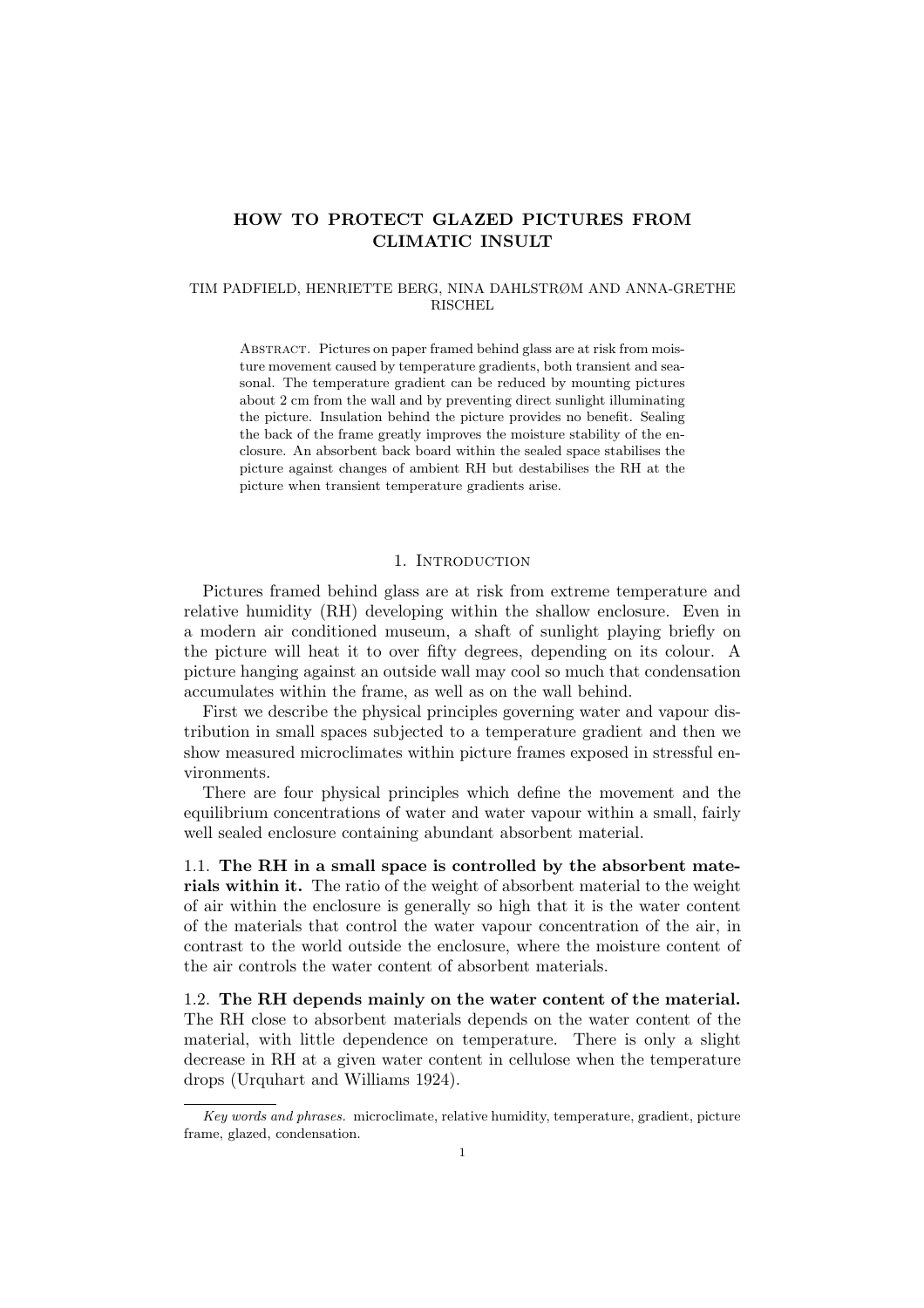# HOW TO PROTECT GLAZED PICTURES FROM CLIMATIC INSULT

TIM PADFIELD, HENRIETTE BERG, NINA DAHLSTRØM AND ANNA-GRETHE RISCHEL

Abstract. Pictures on paper framed behind glass are at risk from moisture movement caused by temperature gradients, both transient and seasonal. The temperature gradient can be reduced by mounting pictures about 2 cm from the wall and by preventing direct sunlight illuminating the picture. Insulation behind the picture provides no benefit. Sealing the back of the frame greatly improves the moisture stability of the enclosure. An absorbent back board within the sealed space stabilises the picture against changes of ambient RH but destabilises the RH at the picture when transient temperature gradients arise.

## 1. Introduction

Pictures framed behind glass are at risk from extreme temperature and relative humidity (RH) developing within the shallow enclosure. Even in a modern air conditioned museum, a shaft of sunlight playing briefly on the picture will heat it to over fifty degrees, depending on its colour. A picture hanging against an outside wall may cool so much that condensation accumulates within the frame, as well as on the wall behind.

First we describe the physical principles governing water and vapour distribution in small spaces subjected to a temperature gradient and then we show measured microclimates within picture frames exposed in stressful environments.

There are four physical principles which define the movement and the equilibrium concentrations of water and water vapour within a small, fairly well sealed enclosure containing abundant absorbent material.

1.1. **The RH in a small space is controlled by the absorbent materials within it.** The ratio of the weight of absorbent material to the weight of air within the enclosure is generally so high that it is the water content of the materials that control the water vapour concentration of the air, in contrast to the world outside the enclosure, where the moisture content of the air controls the water content of absorbent materials.

1.2. **The RH depends mainly on the water content of the material.** The RH close to absorbent materials depends on the water content of the material, with little dependence on temperature. There is only a slight decrease in RH at a given water content in cellulose when the temperature drops (Urquhart and Williams 1924).

*Key words and phrases.* microclimate, relative humidity, temperature, gradient, picture frame, glazed, condensation.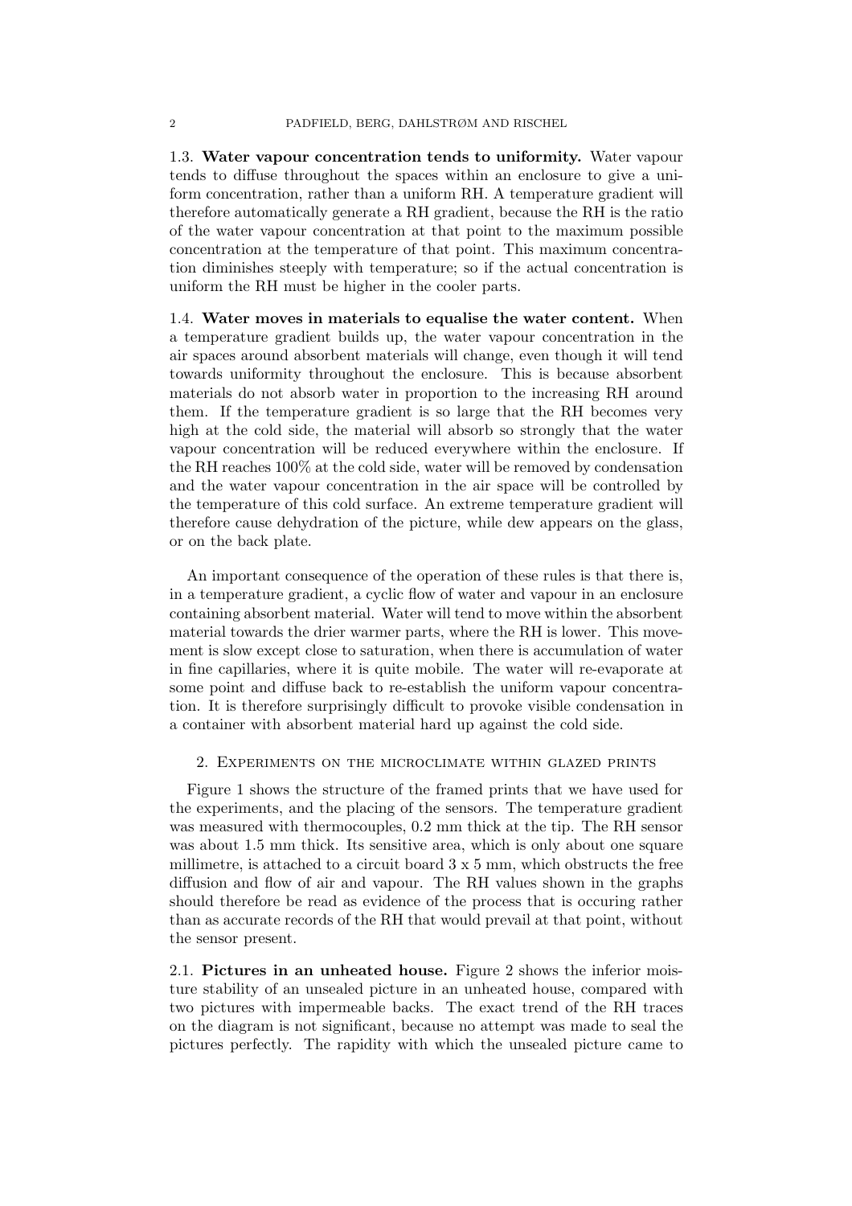**1.3. Water vapour concentration tends to uniformity.** Water vapour tends to diffuse throughout the spaces within an enclosure to give a uniform concentration, rather than a uniform RH. A temperature gradient will therefore automatically generate a RH gradient, because the RH is the ratio of the water vapour concentration at that point to the maximum possible concentration at the temperature of that point. This maximum concentration diminishes steeply with temperature; so if the actual concentration is uniform the RH must be higher in the cooler parts.

**1.4. Water moves in materials to equalise the water content.** When a temperature gradient builds up, the water vapour concentration in the air spaces around absorbent materials will change, even though it will tend towards uniformity throughout the enclosure. This is because absorbent materials do not absorb water in proportion to the increasing RH around them. If the temperature gradient is so large that the RH becomes very high at the cold side, the material will absorb so strongly that the water vapour concentration will be reduced everywhere within the enclosure. If the RH reaches 100% at the cold side, water will be removed by condensation and the water vapour concentration in the air space will be controlled by the temperature of this cold surface. An extreme temperature gradient will therefore cause dehydration of the picture, while dew appears on the glass, or on the back plate.

An important consequence of the operation of these rules is that there is, in a temperature gradient, a cyclic flow of water and vapour in an enclosure containing absorbent material. Water will tend to move within the absorbent material towards the drier warmer parts, where the RH is lower. This movement is slow except close to saturation, when there is accumulation of water in fine capillaries, where it is quite mobile. The water will re-evaporate at some point and diffuse back to re-establish the uniform vapour concentration. It is therefore surprisingly difficult to provoke visible condensation in a container with absorbent material hard up against the cold side.

## 2. Experiments on the microclimate within glazed prints

Figure 1 shows the structure of the framed prints that we have used for the experiments, and the placing of the sensors. The temperature gradient was measured with thermocouples, 0.2 mm thick at the tip. The RH sensor was about 1.5 mm thick. Its sensitive area, which is only about one square millimetre, is attached to a circuit board 3 x 5 mm, which obstructs the free diffusion and flow of air and vapour. The RH values shown in the graphs should therefore be read as evidence of the process that is occuring rather than as accurate records of the RH that would prevail at that point, without the sensor present.

**2.1. Pictures in an unheated house.** Figure 2 shows the inferior moisture stability of an unsealed picture in an unheated house, compared with two pictures with impermeable backs. The exact trend of the RH traces on the diagram is not significant, because no attempt was made to seal the pictures perfectly. The rapidity with which the unsealed picture came to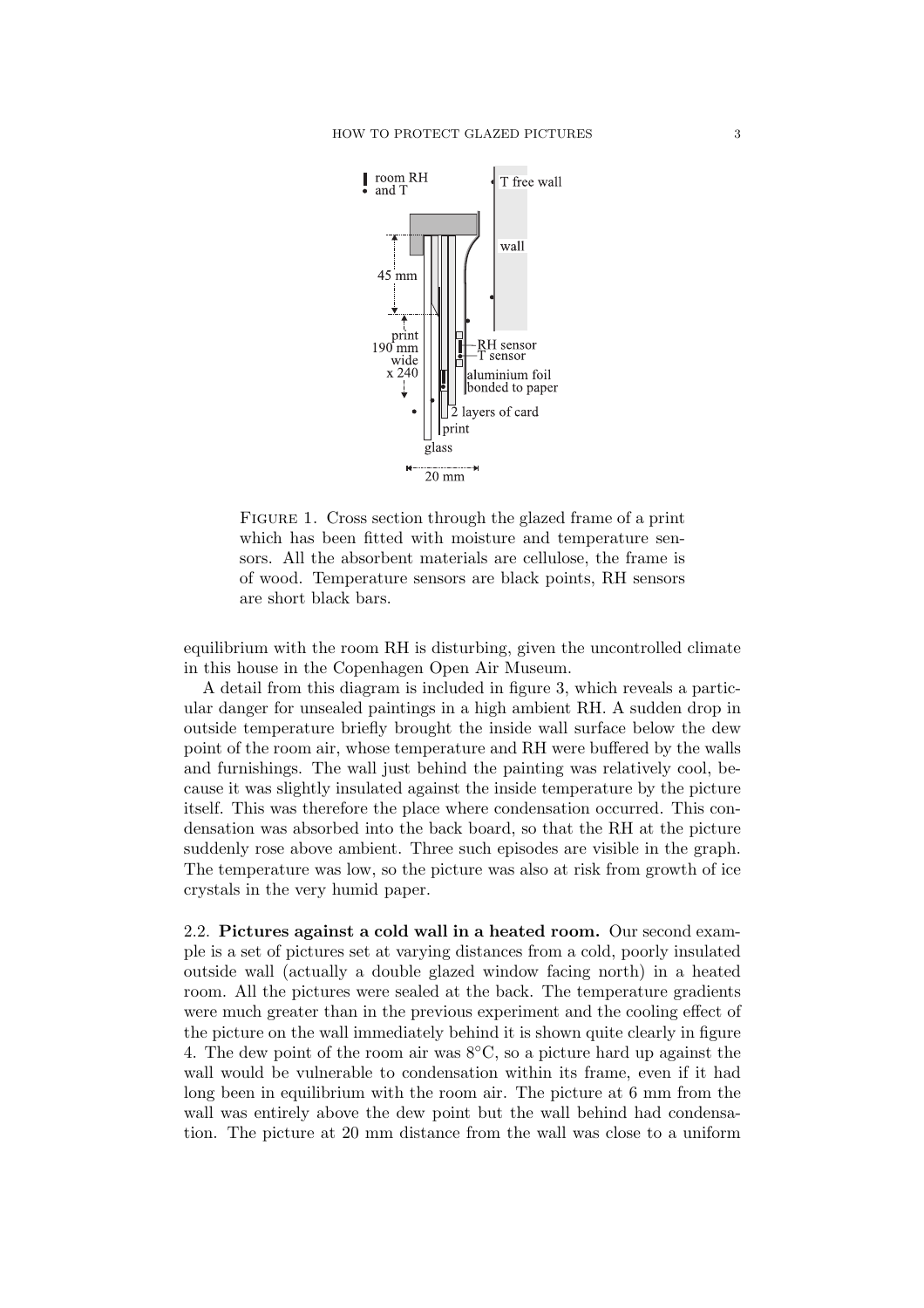FIGURE 1. Cross section through the glazed frame of a print which has been fitted with moisture and temperature sensors. All the absorbent materials are cellulose, the frame is of wood. Temperature sensors are black points, RH sensors are short black bars.

equilibrium with the room RH is disturbing, given the uncontrolled climate in this house in the Copenhagen Open Air Museum.

A detail from this diagram is included in figure 3, which reveals a particular danger for unsealed paintings in a high ambient RH. A sudden drop in outside temperature briefly brought the inside wall surface below the dew point of the room air, whose temperature and RH were buffered by the walls and furnishings. The wall just behind the painting was relatively cool, because it was slightly insulated against the inside temperature by the picture itself. This was therefore the place where condensation occurred. This condensation was absorbed into the back board, so that the RH at the picture suddenly rose above ambient. Three such episodes are visible in the graph. The temperature was low, so the picture was also at risk from growth of ice crystals in the very humid paper.

2.2. **Pictures against a cold wall in a heated room.** Our second example is a set of pictures set at varying distances from a cold, poorly insulated outside wall (actually a double glazed window facing north) in a heated room. All the pictures were sealed at the back. The temperature gradients were much greater than in the previous experiment and the cooling effect of the picture on the wall immediately behind it is shown quite clearly in figure 4. The dew point of the room air was 8°C, so a picture hard up against the wall would be vulnerable to condensation within its frame, even if it had long been in equilibrium with the room air. The picture at 6 mm from the wall was entirely above the dew point but the wall behind had condensation. The picture at 20 mm distance from the wall was close to a uniform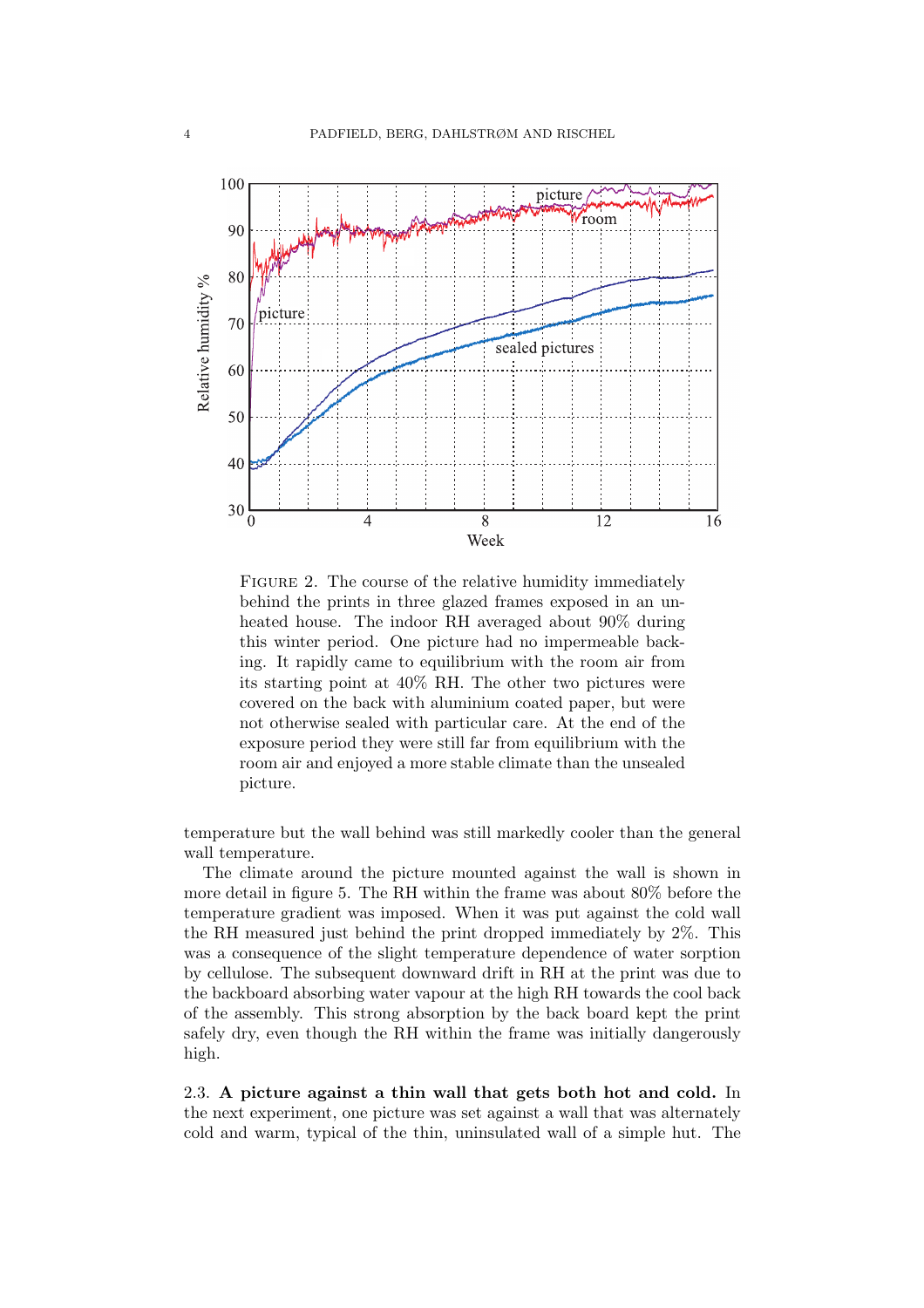FIGURE 2. The course of the relative humidity immediately behind the prints in three glazed frames exposed in an unheated house. The indoor RH averaged about 90% during this winter period. One picture had no impermeable backing. It rapidly came to equilibrium with the room air from its starting point at 40% RH. The other two pictures were covered on the back with aluminium coated paper, but were not otherwise sealed with particular care. At the end of the exposure period they were still far from equilibrium with the room air and enjoyed a more stable climate than the unsealed picture.

temperature but the wall behind was still markedly cooler than the general wall temperature.

The climate around the picture mounted against the wall is shown in more detail in figure 5. The RH within the frame was about 80% before the temperature gradient was imposed. When it was put against the cold wall the RH measured just behind the print dropped immediately by 2%. This was a consequence of the slight temperature dependence of water sorption by cellulose. The subsequent downward drift in RH at the print was due to the backboard absorbing water vapour at the high RH towards the cool back of the assembly. This strong absorption by the back board kept the print safely dry, even though the RH within the frame was initially dangerously high.

2.3. **A picture against a thin wall that gets both hot and cold.** In the next experiment, one picture was set against a wall that was alternately cold and warm, typical of the thin, uninsulated wall of a simple hut. The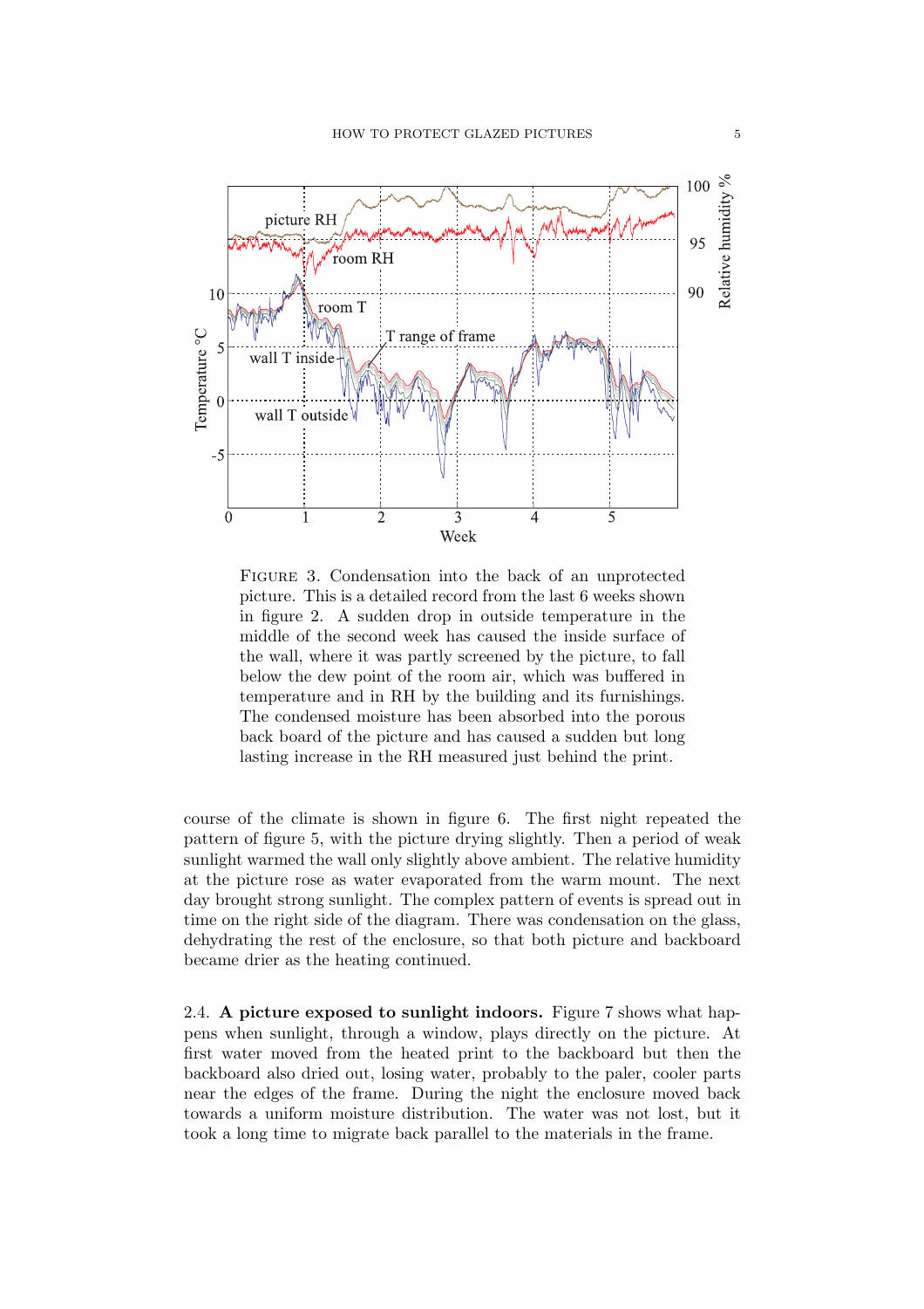FIGURE 3. Condensation into the back of an unprotected picture. This is a detailed record from the last 6 weeks shown in figure 2. A sudden drop in outside temperature in the middle of the second week has caused the inside surface of the wall, where it was partly screened by the picture, to fall below the dew point of the room air, which was buffered in temperature and in RH by the building and its furnishings. The condensed moisture has been absorbed into the porous back board of the picture and has caused a sudden but long lasting increase in the RH measured just behind the print.

course of the climate is shown in figure 6. The first night repeated the pattern of figure 5, with the picture drying slightly. Then a period of weak sunlight warmed the wall only slightly above ambient. The relative humidity at the picture rose as water evaporated from the warm mount. The next day brought strong sunlight. The complex pattern of events is spread out in time on the right side of the diagram. There was condensation on the glass, dehydrating the rest of the enclosure, so that both picture and backboard became drier as the heating continued.

2.4. **A picture exposed to sunlight indoors.** Figure 7 shows what happens when sunlight, through a window, plays directly on the picture. At first water moved from the heated print to the backboard but then the backboard also dried out, losing water, probably to the paler, cooler parts near the edges of the frame. During the night the enclosure moved back towards a uniform moisture distribution. The water was not lost, but it took a long time to migrate back parallel to the materials in the frame.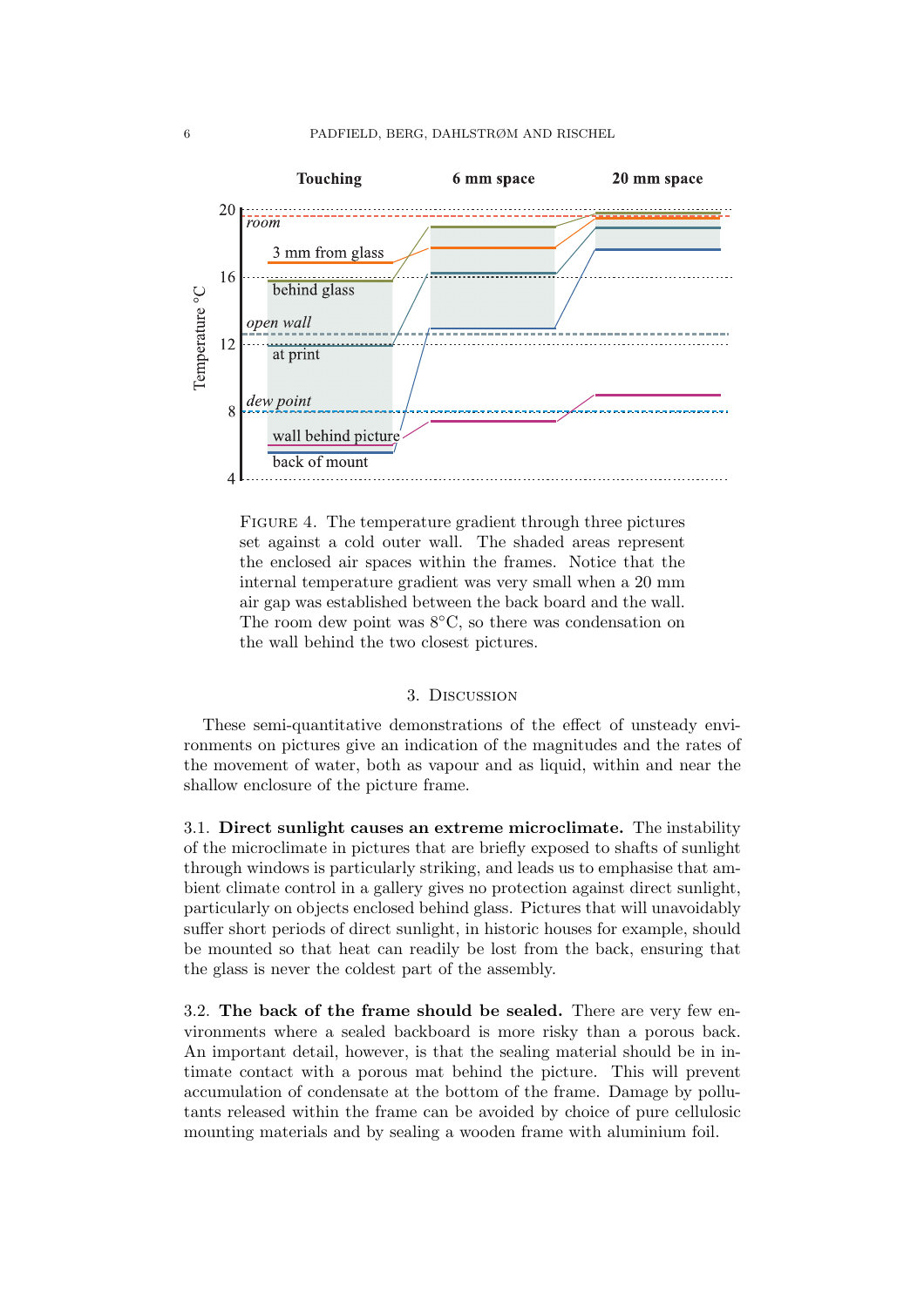FIGURE 4. The temperature gradient through three pictures set against a cold outer wall. The shaded areas represent the enclosed air spaces within the frames. Notice that the internal temperature gradient was very small when a 20 mm air gap was established between the back board and the wall. The room dew point was 8°C, so there was condensation on the wall behind the two closest pictures.

## 3. Discussion

These semi-quantitative demonstrations of the effect of unsteady environments on pictures give an indication of the magnitudes and the rates of the movement of water, both as vapour and as liquid, within and near the shallow enclosure of the picture frame.

3.1. **Direct sunlight causes an extreme microclimate.** The instability of the microclimate in pictures that are briefly exposed to shafts of sunlight through windows is particularly striking, and leads us to emphasise that ambient climate control in a gallery gives no protection against direct sunlight, particularly on objects enclosed behind glass. Pictures that will unavoidably suffer short periods of direct sunlight, in historic houses for example, should be mounted so that heat can readily be lost from the back, ensuring that the glass is never the coldest part of the assembly.

3.2. **The back of the frame should be sealed.** There are very few environments where a sealed backboard is more risky than a porous back. An important detail, however, is that the sealing material should be in intimate contact with a porous mat behind the picture. This will prevent accumulation of condensate at the bottom of the frame. Damage by pollutants released within the frame can be avoided by choice of pure cellulosic mounting materials and by sealing a wooden frame with aluminium foil.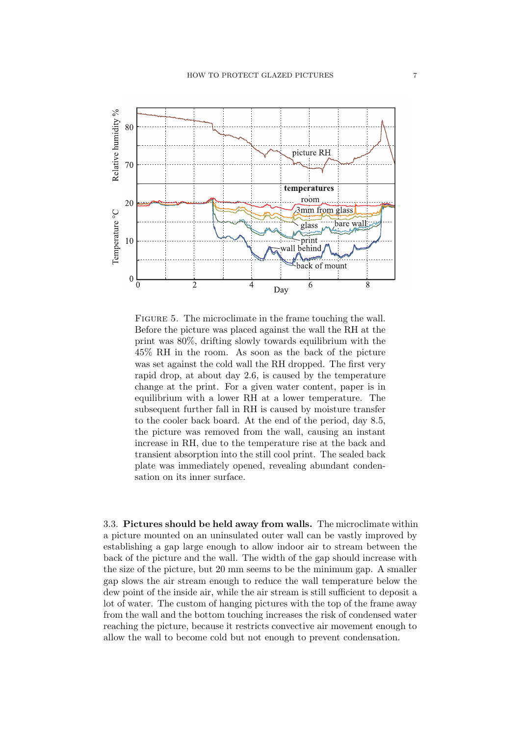Figure 5. The microclimate in the frame touching the wall. Before the picture was placed against the wall the RH at the print was 80%, drifting slowly towards equilibrium with the 45% RH in the room. As soon as the back of the picture was set against the cold wall the RH dropped. The first very rapid drop, at about day 2.6, is caused by the temperature change at the print. For a given water content, paper is in equilibrium with a lower RH at a lower temperature. The subsequent further fall in RH is caused by moisture transfer to the cooler back board. At the end of the period, day 8.5, the picture was removed from the wall, causing an instant increase in RH, due to the temperature rise at the back and transient absorption into the still cool print. The sealed back plate was immediately opened, revealing abundant condensation on its inner surface.

### 3.3. Pictures should be held away from walls.

The microclimate within a picture mounted on an uninsulated outer wall can be vastly improved by establishing a gap large enough to allow indoor air to stream between the back of the picture and the wall. The width of the gap should increase with the size of the picture, but 20 mm seems to be the minimum gap. A smaller gap slows the air stream enough to reduce the wall temperature below the dew point of the inside air, while the air stream is still sufficient to deposit a lot of water. The custom of hanging pictures with the top of the frame away from the wall and the bottom touching increases the risk of condensed water reaching the picture, because it restricts convective air movement enough to allow the wall to become cold but not enough to prevent condensation.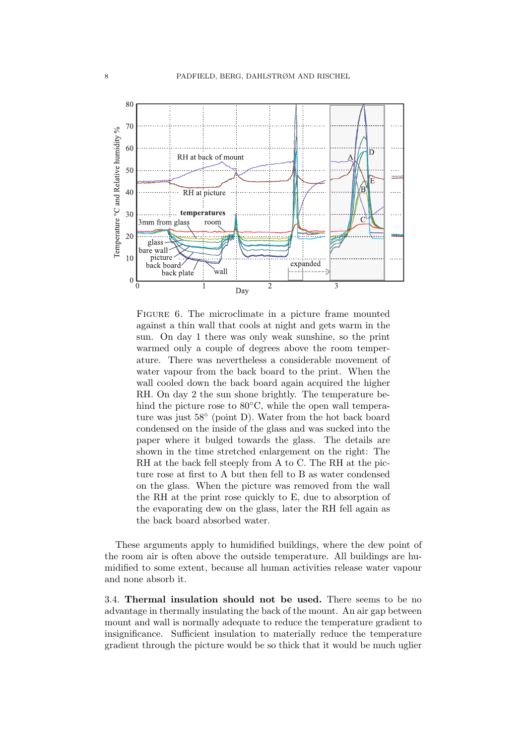Figure 6. The microclimate in a picture frame mounted against a thin wall that cools at night and gets warm in the sun. On day 1 there was only weak sunshine, so the print warmed only a couple of degrees above the room temperature. There was nevertheless a considerable movement of water vapour from the back board to the print. When the wall cooled down the back board again acquired the higher RH. On day 2 the sun shone brightly. The temperature behind the picture rose to 80°C, while the open wall temperature was just 58° (point D). Water from the hot back board condensed on the inside of the glass and was sucked into the paper where it bulged towards the glass. The details are shown in the time stretched enlargement on the right: The RH at the back fell steeply from A to C. The RH at the picture rose at first to A but then fell to B as water condensed on the glass. When the picture was removed from the wall the RH at the print rose quickly to E, due to absorption of the evaporating dew on the glass, later the RH fell again as the back board absorbed water.

These arguments apply to humidified buildings, where the dew point of the room air is often above the outside temperature. All buildings are humidified to some extent, because all human activities release water vapour and none absorb it.

3.4. **Thermal insulation should not be used.** There seems to be no advantage in thermally insulating the back of the mount. An air gap between mount and wall is normally adequate to reduce the temperature gradient to insignificance. Sufficient insulation to materially reduce the temperature gradient through the picture would be so thick that it would be much uglier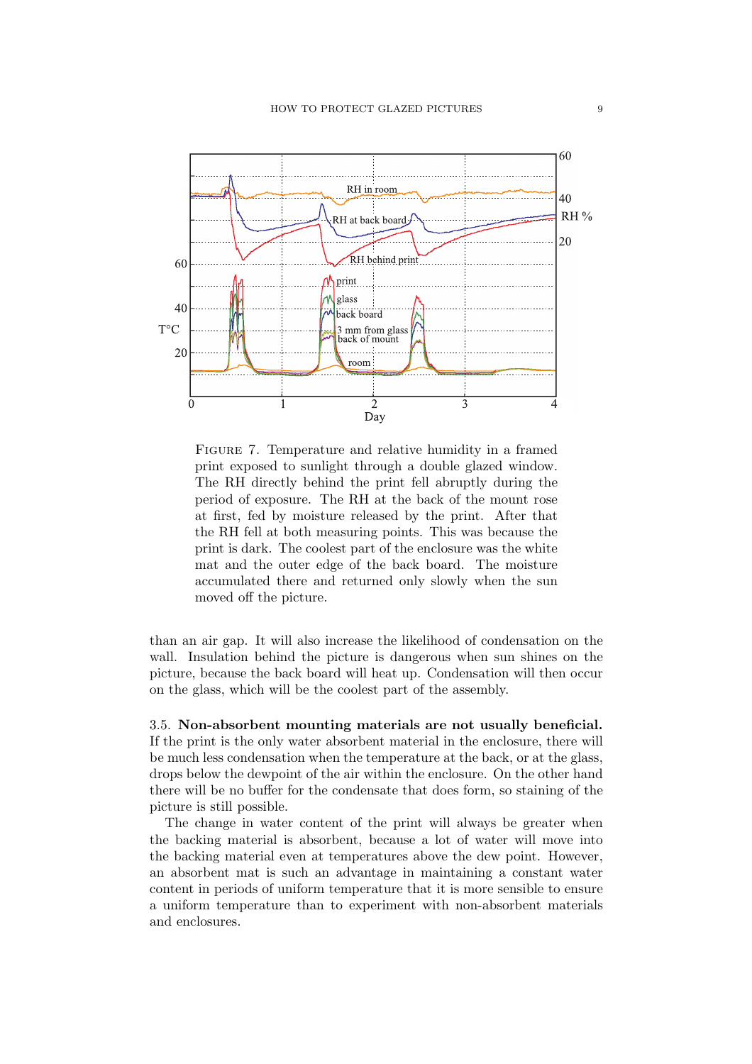FIGURE 7. Temperature and relative humidity in a framed print exposed to sunlight through a double glazed window. The RH directly behind the print fell abruptly during the period of exposure. The RH at the back of the mount rose at first, fed by moisture released by the print. After that the RH fell at both measuring points. This was because the print is dark. The coolest part of the enclosure was the white mat and the outer edge of the back board. The moisture accumulated there and returned only slowly when the sun moved off the picture.

than an air gap. It will also increase the likelihood of condensation on the wall. Insulation behind the picture is dangerous when sun shines on the picture, because the back board will heat up. Condensation will then occur on the glass, which will be the coolest part of the assembly.

3.5. **Non-absorbent mounting materials are not usually beneficial.** If the print is the only water absorbent material in the enclosure, there will be much less condensation when the temperature at the back, or at the glass, drops below the dewpoint of the air within the enclosure. On the other hand there will be no buffer for the condensate that does form, so staining of the picture is still possible.

The change in water content of the print will always be greater when the backing material is absorbent, because a lot of water will move into the backing material even at temperatures above the dew point. However, an absorbent mat is such an advantage in maintaining a constant water content in periods of uniform temperature that it is more sensible to ensure a uniform temperature than to experiment with non-absorbent materials and enclosures.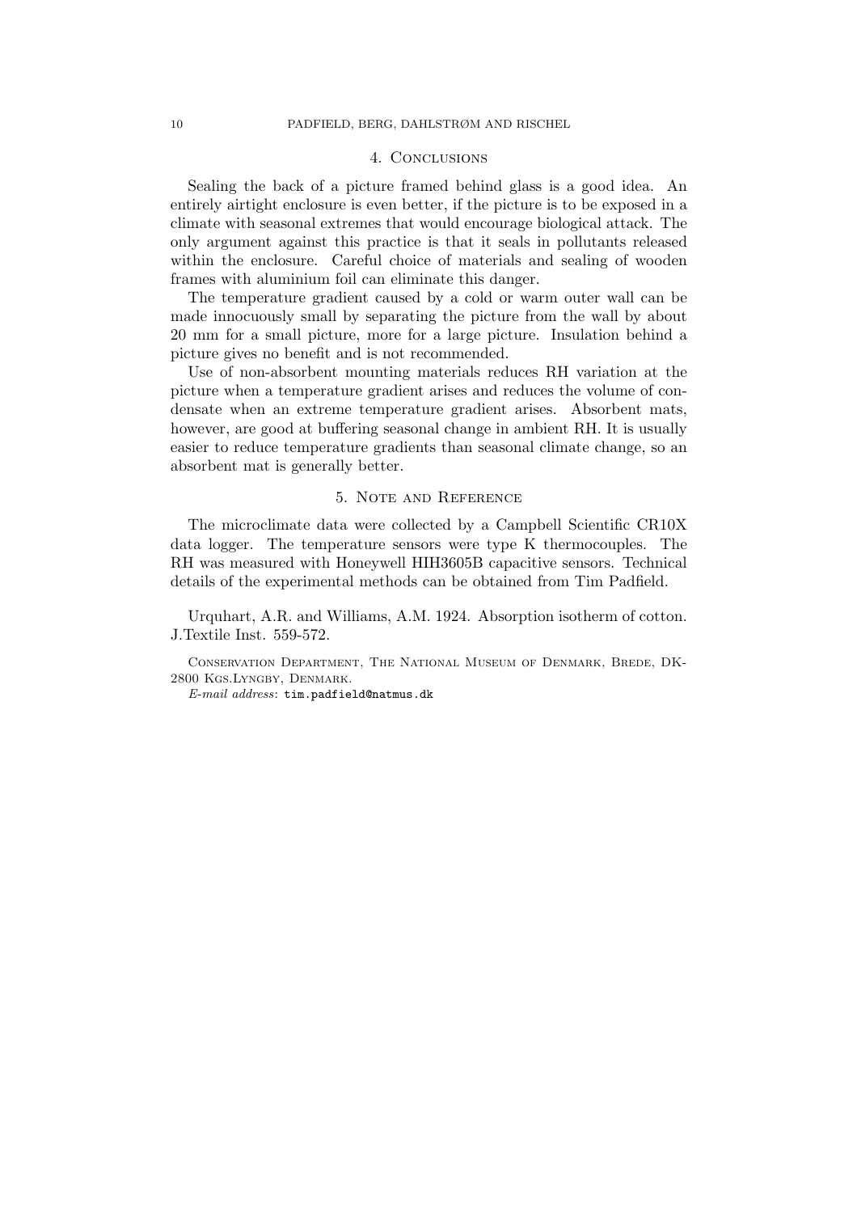## 4. Conclusions

Sealing the back of a picture framed behind glass is a good idea. An entirely airtight enclosure is even better, if the picture is to be exposed in a climate with seasonal extremes that would encourage biological attack. The only argument against this practice is that it seals in pollutants released within the enclosure. Careful choice of materials and sealing of wooden frames with aluminium foil can eliminate this danger.

The temperature gradient caused by a cold or warm outer wall can be made innocuously small by separating the picture from the wall by about 20 mm for a small picture, more for a large picture. Insulation behind a picture gives no benefit and is not recommended.

Use of non-absorbent mounting materials reduces RH variation at the picture when a temperature gradient arises and reduces the volume of condensate when an extreme temperature gradient arises. Absorbent mats, however, are good at buffering seasonal change in ambient RH. It is usually easier to reduce temperature gradients than seasonal climate change, so an absorbent mat is generally better.

## 5. Note and Reference

The microclimate data were collected by a Campbell Scientific CR10X data logger. The temperature sensors were type K thermocouples. The RH was measured with Honeywell HIH3605B capacitive sensors. Technical details of the experimental methods can be obtained from Tim Padfield.

Urquhart, A.R. and Williams, A.M. 1924. Absorption isotherm of cotton. J.Textile Inst. 559-572.

Conservation Department, The National Museum of Denmark, Brede, DK-2800 Kgs.Lyngby, Denmark.

*E-mail address*: tim.padfield@natmus.dk